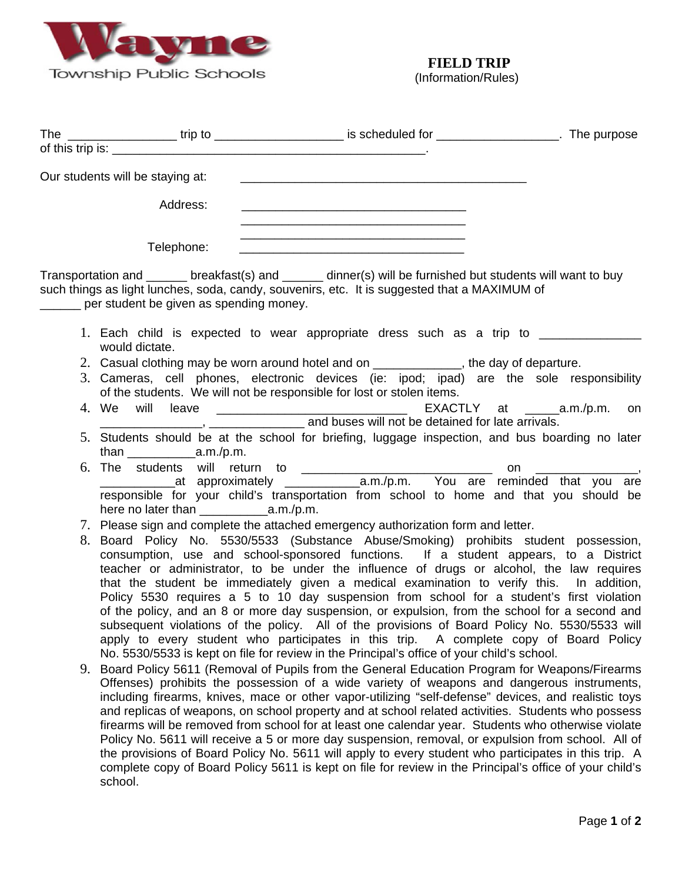Wayne Township Public Schools

# FIELD TRIP
(Information/Rules)

The ________________ trip to ___________________ is scheduled for __________________. The purpose of this trip is: ______________________________________________.

Our students will be staying at: ____________________________________________

Address: __________________________________
__________________________________
__________________________________

Telephone: __________________________________

Transportation and ______ breakfast(s) and ______ dinner(s) will be furnished but students will want to buy such things as light lunches, soda, candy, souvenirs, etc. It is suggested that a MAXIMUM of ______ per student be given as spending money.

1. Each child is expected to wear appropriate dress such as a trip to _______________ would dictate.
2. Casual clothing may be worn around hotel and on _____________, the day of departure.
3. Cameras, cell phones, electronic devices (ie: ipod; ipad) are the sole responsibility of the students. We will not be responsible for lost or stolen items.
4. We will leave ____________________________ EXACTLY at _____a.m./p.m. on _______________, ______________ and buses will not be detained for late arrivals.
5. Students should be at the school for briefing, luggage inspection, and bus boarding no later than __________a.m./p.m.
6. The students will return to ____________________________ on _______________, ___________at approximately ___________a.m./p.m. You are reminded that you are responsible for your child's transportation from school to home and that you should be here no later than __________a.m./p.m.
7. Please sign and complete the attached emergency authorization form and letter.
8. Board Policy No. 5530/5533 (Substance Abuse/Smoking) prohibits student possession, consumption, use and school-sponsored functions. If a student appears, to a District teacher or administrator, to be under the influence of drugs or alcohol, the law requires that the student be immediately given a medical examination to verify this. In addition, Policy 5530 requires a 5 to 10 day suspension from school for a student's first violation of the policy, and an 8 or more day suspension, or expulsion, from the school for a second and subsequent violations of the policy. All of the provisions of Board Policy No. 5530/5533 will apply to every student who participates in this trip. A complete copy of Board Policy No. 5530/5533 is kept on file for review in the Principal's office of your child's school.
9. Board Policy 5611 (Removal of Pupils from the General Education Program for Weapons/Firearms Offenses) prohibits the possession of a wide variety of weapons and dangerous instruments, including firearms, knives, mace or other vapor-utilizing "self-defense" devices, and realistic toys and replicas of weapons, on school property and at school related activities. Students who possess firearms will be removed from school for at least one calendar year. Students who otherwise violate Policy No. 5611 will receive a 5 or more day suspension, removal, or expulsion from school. All of the provisions of Board Policy No. 5611 will apply to every student who participates in this trip. A complete copy of Board Policy 5611 is kept on file for review in the Principal's office of your child's school.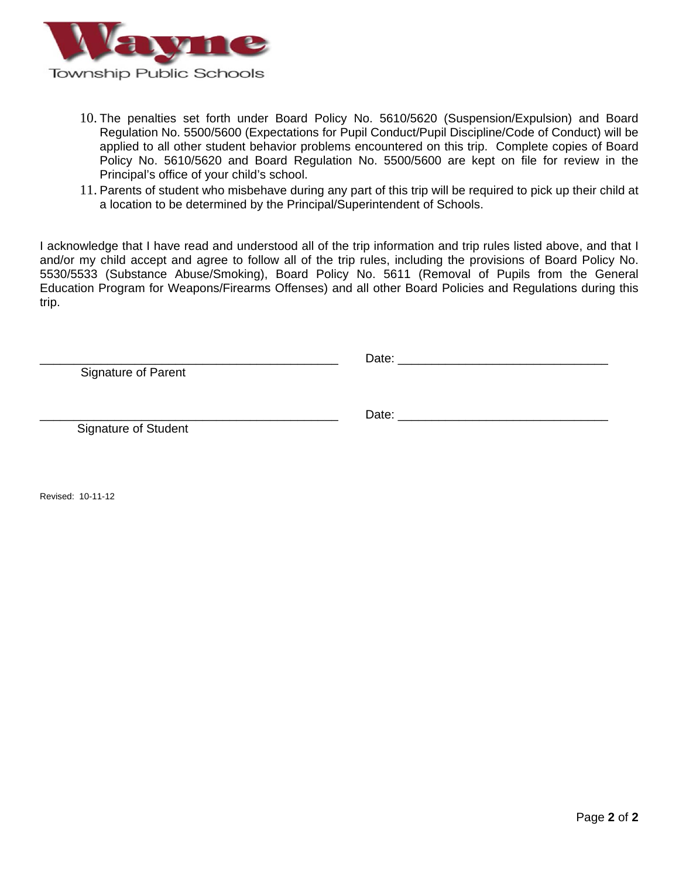10. The penalties set forth under Board Policy No. 5610/5620 (Suspension/Expulsion) and Board Regulation No. 5500/5600 (Expectations for Pupil Conduct/Pupil Discipline/Code of Conduct) will be applied to all other student behavior problems encountered on this trip. Complete copies of Board Policy No. 5610/5620 and Board Regulation No. 5500/5600 are kept on file for review in the Principal's office of your child's school.
11. Parents of student who misbehave during any part of this trip will be required to pick up their child at a location to be determined by the Principal/Superintendent of Schools.

I acknowledge that I have read and understood all of the trip information and trip rules listed above, and that I and/or my child accept and agree to follow all of the trip rules, including the provisions of Board Policy No. 5530/5533 (Substance Abuse/Smoking), Board Policy No. 5611 (Removal of Pupils from the General Education Program for Weapons/Firearms Offenses) and all other Board Policies and Regulations during this trip.

_____________________________________________ Date: _______________________________

Signature of Parent

_____________________________________________ Date: _______________________________

Signature of Student

Revised: 10-11-12